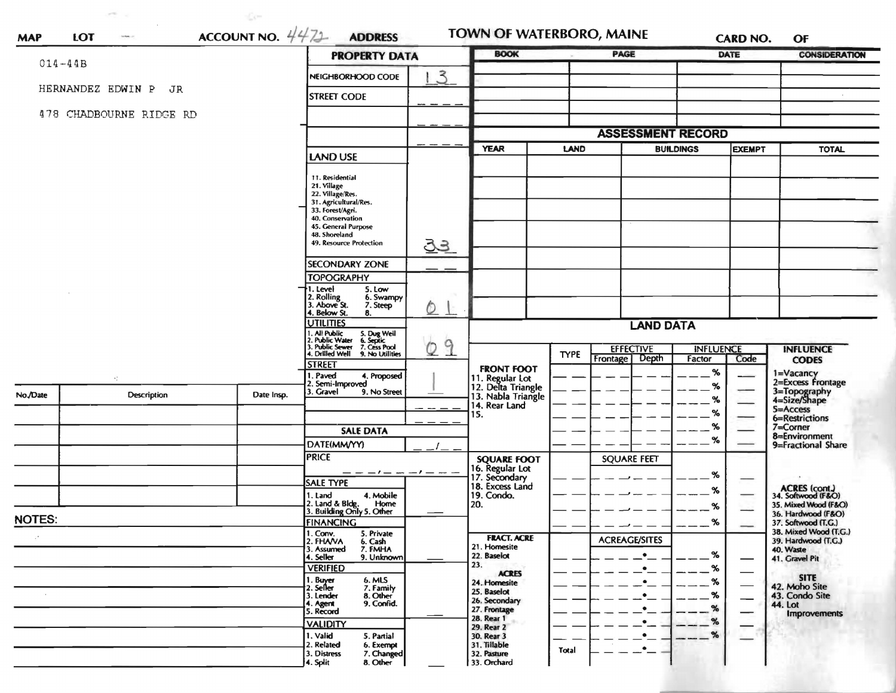MAP LOT ACCOUNT NO. 4472 ADDRESS

# TOWN OF WATERBORO, MAINE

CARD NO. OF

014-44B

HERNANDEZ EDWIN P JR

478 CHADBOURNE RIDGE RD

## PROPERTY DATA

| | |
|---|---|
| NEIGHBORHOOD CODE | 13 |
| STREET CODE | |
| LAND USE | 33 |
| SECONDARY ZONE | |
| TOPOGRAPHY | 01 |
| UTILITIES | 09 |
| STREET | 1 |

LAND USE: 11. Residential, 21. Village, 22. Village/Res., 31. Agricultural/Res., 33. Forest/Agri., 40. Conservation, 45. General Purpose, 48. Shoreland, 49. Resource Protection

TOPOGRAPHY: 1. Level, 2. Rolling, 3. Above St., 4. Below St., 5. Low, 6. Swampy, 7. Steep, 8.

UTILITIES: 1. All Public, 2. Public Water, 3. Public Sewer, 4. Drilled Well, 5. Dug Well, 6. Septic, 7. Cess Pool, 9. No Utilities

STREET: 1. Paved, 2. Semi-Improved, 3. Gravel, 4. Proposed, 9. No Street

## SALE DATA

DATE(MM/YY)

PRICE

SALE TYPE: 1. Land, 2. Land & Bldg., 3. Building Only, 4. Mobile Home, 5. Other

FINANCING: 1. Conv., 2. FHA/VA, 3. Assumed, 4. Seller, 5. Private, 6. Cash, 7. FMHA, 9. Unknown

VERIFIED: 1. Buyer, 2. Seller, 3. Lender, 4. Agent, 5. Record, 6. MLS, 7. Family, 8. Other, 9. Confid.

VALIDITY: 1. Valid, 2. Related, 3. Distress, 4. Split, 5. Partial, 6. Exempt, 7. Changed, 8. Other

| BOOK | PAGE | DATE | CONSIDERATION |
|---|---|---|---|
| | | | |

## ASSESSMENT RECORD

| YEAR | LAND | BUILDINGS | EXEMPT | TOTAL |
|---|---|---|---|---|
| | | | | |

## LAND DATA

FRONT FOOT: 11. Regular Lot, 12. Delta Triangle, 13. Nabla Triangle, 14. Rear Land, 15.

SQUARE FOOT: 16. Regular Lot, 17. Secondary, 18. Excess Land, 19. Condo., 20.

FRACT. ACRE: 21. Homesite, 22. Baselot, 23.

ACRES: 24. Homesite, 25. Baselot, 26. Secondary, 27. Frontage, 28. Rear 1, 29. Rear 2, 30. Rear 3, 31. Tillable, 32. Pasture, 33. Orchard

| TYPE | EFFECTIVE Frontage | EFFECTIVE Depth | INFLUENCE Factor | INFLUENCE Code |
|---|---|---|---|---|
| | | | % | |

Total

INFLUENCE CODES: 1=Vacancy, 2=Excess Frontage, 3=Topography, 4=Size/Shape, 5=Access, 6=Restrictions, 7=Corner, 8=Environment, 9=Fractional Share

ACRES (cont.): 34. Softwood (F&O), 35. Mixed Wood (F&O), 36. Hardwood (F&O), 37. Softwood (T.G.), 38. Mixed Wood (T.G.), 39. Hardwood (T.G.), 40. Waste, 41. Gravel Pit

SITE: 42. Moho Site, 43. Condo Site, 44. Lot Improvements

| No./Date | Description | Date Insp. |
|---|---|---|
| | | |

NOTES: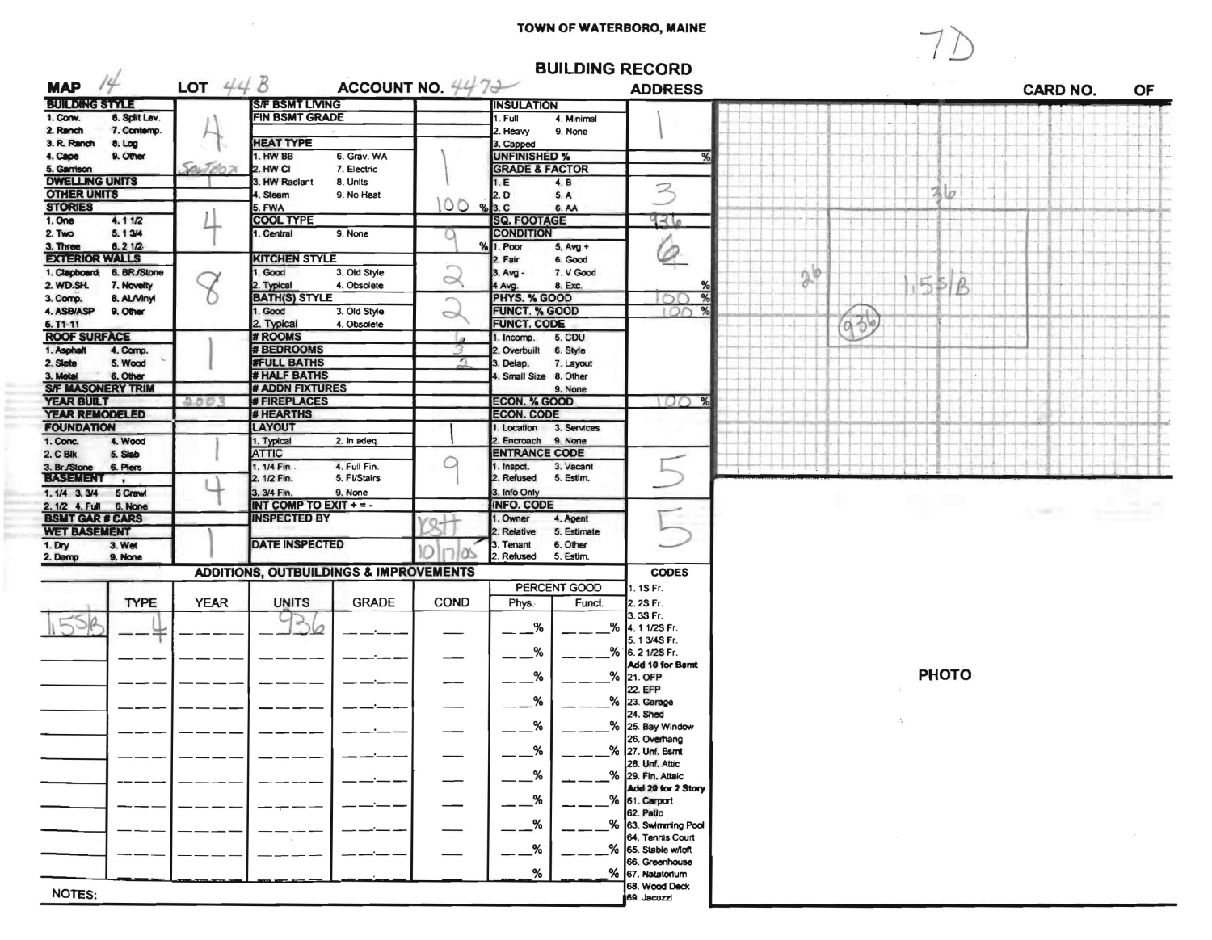TOWN OF WATERBORO, MAINE

7D

# BUILDING RECORD

MAP 14 LOT 44B ACCOUNT NO. 4472 ADDRESS CARD NO. OF

| | | | | | |
|---|---|---|---|---|---|
| **BUILDING STYLE** 1. Conv. 6. Split Lev. 2. Ranch 7. Contemp. 3. R. Ranch 8. Log 4. Cape 9. Other 5. Garrison | 4 Saltbox | **S/F BSMT LIVING** / **FIN BSMT GRADE** | | **INSULATION** 1. Full 4. Minimal 2. Heavy 9. None 3. Capped | 1 |
| **DWELLING UNITS** | 1 | **HEAT TYPE** 1. HW BB 6. Grav. WA 2. HW CI 7. Electric 3. HW Radiant 8. Units 4. Steam 9. No Heat 5. FWA | 1 100 % | **UNFINISHED %** | % |
| **OTHER UNITS** | | | | **GRADE & FACTOR** 1. E 4. B 2. D 5. A 3. C 6. AA | 3 |
| **STORIES** 1. One 4. 1 1/2 2. Two 5. 1 3/4 3. Three 6. 2 1/2 | 4 | **COOL TYPE** 1. Central 9. None | 9 % | **SQ. FOOTAGE** | 936 |
| **EXTERIOR WALLS** 1. Clapboard 6. BR./Stone 2. WD.SH. 7. Novelty 3. Comp. 8. AL/Vinyl 4. ASB/ASP 9. Other 5. T1-11 | 8 | **KITCHEN STYLE** 1. Good 3. Old Style 2. Typical 4. Obsolete | 2 | **CONDITION** 1. Poor 5. Avg + 2. Fair 6. Good 3. Avg - 7. V Good 4. Avg. 8. Exc. | 6 |
| | | **BATH(S) STYLE** 1. Good 3. Old Style 2. Typical 4. Obsolete | 2 | **PHYS. % GOOD** | 100 % |
| | | | | **FUNCT. % GOOD** | 100 % |
| **ROOF SURFACE** 1. Asphalt 4. Comp. 2. Slate 5. Wood 3. Metal 6. Other | 1 | **# ROOMS** | 6 | **FUNCT. CODE** 1. Incomp. 5. CDU 2. Overbuilt 6. Style 3. Delap. 7. Layout 4. Small Size 8. Other 9. None | |
| | | **# BEDROOMS** | 3 | | |
| | | **#FULL BATHS** | 2 | | |
| | | **# HALF BATHS** | | | |
| **S/F MASONERY TRIM** | | **# ADDN FIXTURES** | | | |
| **YEAR BUILT** | 2003 | **# FIREPLACES** | | **ECON. % GOOD** | 100 % |
| **YEAR REMODELED** | | **# HEARTHS** | | **ECON. CODE** 1. Location 3. Services 2. Encroach 9. None | |
| **FOUNDATION** 1. Conc. 4. Wood 2. C Blk 5. Slab 3. Br./Stone 6. Piers | 1 | **LAYOUT** 1. Typical 2. In adeq. | 1 | | |
| **BASEMENT** 1. 1/4 3. 3/4 5 Crawl 2. 1/2 4. Full 6. None | 4 | **ATTIC** 1. 1/4 Fin. 4. Full Fin. 2. 1/2 Fin. 5. Fl/Stairs 3. 3/4 Fin. 9. None | 9 | **ENTRANCE CODE** 1. Inspct. 3. Vacant 2. Refused 5. Estim. 3. Info Only | 5 |
| **BSMT GAR # CARS** | | **INT COMP TO EXIT + = -** | | **INFO. CODE** 1. Owner 4. Agent 2. Relative 5. Estimate 3. Tenant 6. Other 2. Refused 5. Estim. | 5 |
| **WET BASEMENT** 1. Dry 3. Wet 2. Damp 9. None | 1 | **INSPECTED BY** | KSH | | |
| | | **DATE INSPECTED** | 10/17/05 | | |

Sketch: 36 × 26, 1.5S/B, (936)

## ADDITIONS, OUTBUILDINGS & IMPROVEMENTS

| | TYPE | YEAR | UNITS | GRADE | COND | PERCENT GOOD Phys. | PERCENT GOOD Funct. |
|---|---|---|---|---|---|---|---|
| 1.5S/B | 4 | | 936 | | | % | % |
| | | | | | | % | % |
| | | | | | | % | % |
| | | | | | | % | % |
| | | | | | | % | % |
| | | | | | | % | % |
| | | | | | | % | % |
| | | | | | | % | % |
| | | | | | | % | % |
| | | | | | | % | % |
| | | | | | | % | % |

**CODES**
1. 1S Fr.
2. 2S Fr.
3. 3S Fr.
4. 1 1/2S Fr.
5. 1 3/4S Fr.
6. 2 1/2S Fr.

**Add 10 for Bsmt**
21. OFP
22. EFP
23. Garage
24. Shed
25. Bay Window
26. Overhang
27. Unf. Bsmt
28. Unf. Attic
29. Fin. Attaic

**Add 20 for 2 Story**
61. Carport
62. Patio
63. Swimming Pool
64. Tennis Court
65. Stable w/loft
66. Greenhouse
67. Natatorium
68. Wood Deck
69. Jacuzzi

PHOTO

NOTES: